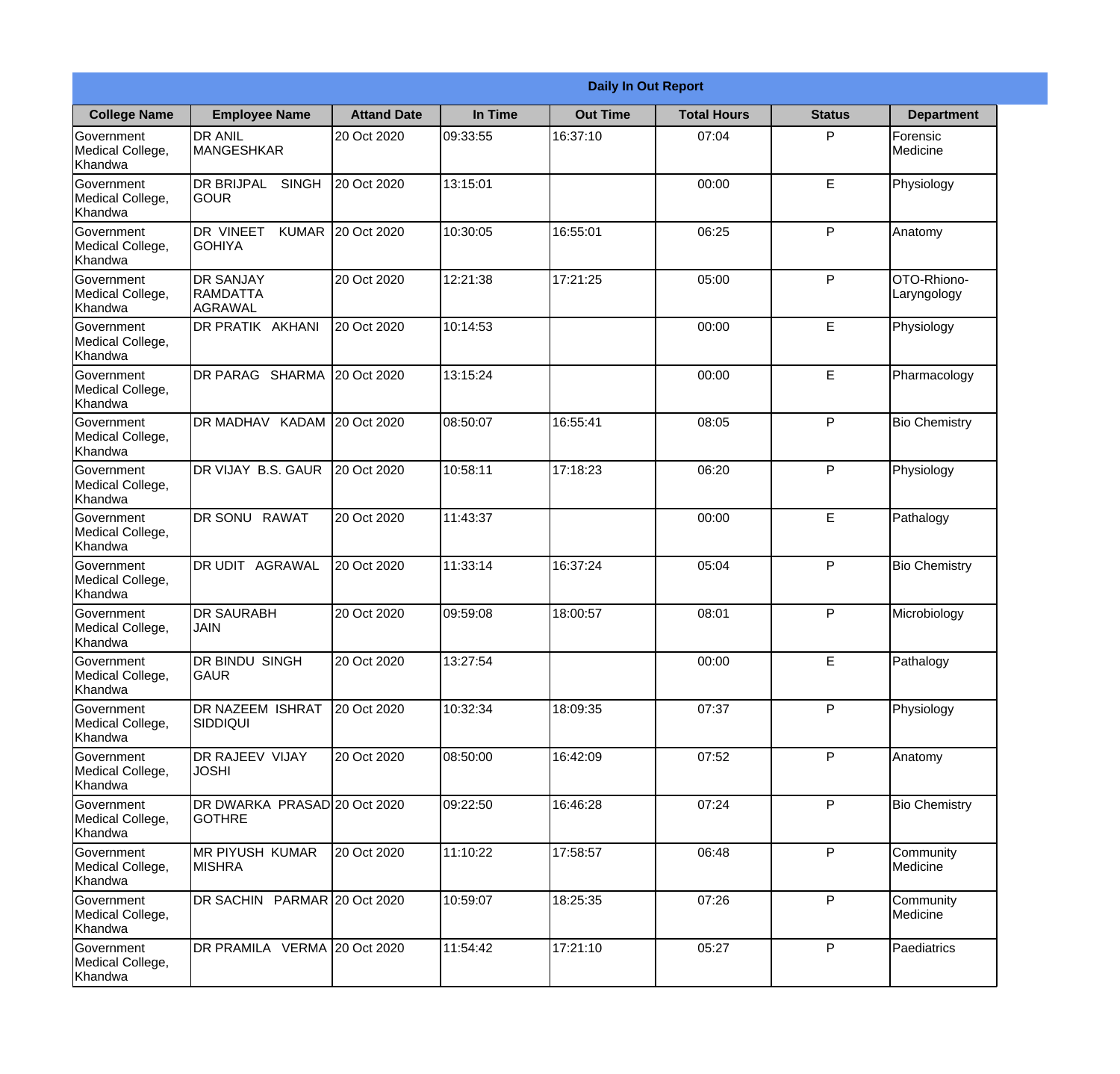| Daily In Out Report | | | | | | | |
|---|---|---|---|---|---|---|---|
| **College Name** | **Employee Name** | **Attand Date** | **In Time** | **Out Time** | **Total Hours** | **Status** | **Department** |
| Government Medical College, Khandwa | DR ANIL MANGESHKAR | 20 Oct 2020 | 09:33:55 | 16:37:10 | 07:04 | P | Forensic Medicine |
| Government Medical College, Khandwa | DR BRIJPAL SINGH GOUR | 20 Oct 2020 | 13:15:01 | | 00:00 | E | Physiology |
| Government Medical College, Khandwa | DR VINEET KUMAR GOHIYA | 20 Oct 2020 | 10:30:05 | 16:55:01 | 06:25 | P | Anatomy |
| Government Medical College, Khandwa | DR SANJAY RAMDATTA AGRAWAL | 20 Oct 2020 | 12:21:38 | 17:21:25 | 05:00 | P | OTO-Rhiono-Laryngology |
| Government Medical College, Khandwa | DR PRATIK AKHANI | 20 Oct 2020 | 10:14:53 | | 00:00 | E | Physiology |
| Government Medical College, Khandwa | DR PARAG SHARMA | 20 Oct 2020 | 13:15:24 | | 00:00 | E | Pharmacology |
| Government Medical College, Khandwa | DR MADHAV KADAM | 20 Oct 2020 | 08:50:07 | 16:55:41 | 08:05 | P | Bio Chemistry |
| Government Medical College, Khandwa | DR VIJAY B.S. GAUR | 20 Oct 2020 | 10:58:11 | 17:18:23 | 06:20 | P | Physiology |
| Government Medical College, Khandwa | DR SONU RAWAT | 20 Oct 2020 | 11:43:37 | | 00:00 | E | Pathalogy |
| Government Medical College, Khandwa | DR UDIT AGRAWAL | 20 Oct 2020 | 11:33:14 | 16:37:24 | 05:04 | P | Bio Chemistry |
| Government Medical College, Khandwa | DR SAURABH JAIN | 20 Oct 2020 | 09:59:08 | 18:00:57 | 08:01 | P | Microbiology |
| Government Medical College, Khandwa | DR BINDU SINGH GAUR | 20 Oct 2020 | 13:27:54 | | 00:00 | E | Pathalogy |
| Government Medical College, Khandwa | DR NAZEEM ISHRAT SIDDIQUI | 20 Oct 2020 | 10:32:34 | 18:09:35 | 07:37 | P | Physiology |
| Government Medical College, Khandwa | DR RAJEEV VIJAY JOSHI | 20 Oct 2020 | 08:50:00 | 16:42:09 | 07:52 | P | Anatomy |
| Government Medical College, Khandwa | DR DWARKA PRASAD GOTHRE | 20 Oct 2020 | 09:22:50 | 16:46:28 | 07:24 | P | Bio Chemistry |
| Government Medical College, Khandwa | MR PIYUSH KUMAR MISHRA | 20 Oct 2020 | 11:10:22 | 17:58:57 | 06:48 | P | Community Medicine |
| Government Medical College, Khandwa | DR SACHIN PARMAR | 20 Oct 2020 | 10:59:07 | 18:25:35 | 07:26 | P | Community Medicine |
| Government Medical College, Khandwa | DR PRAMILA VERMA | 20 Oct 2020 | 11:54:42 | 17:21:10 | 05:27 | P | Paediatrics |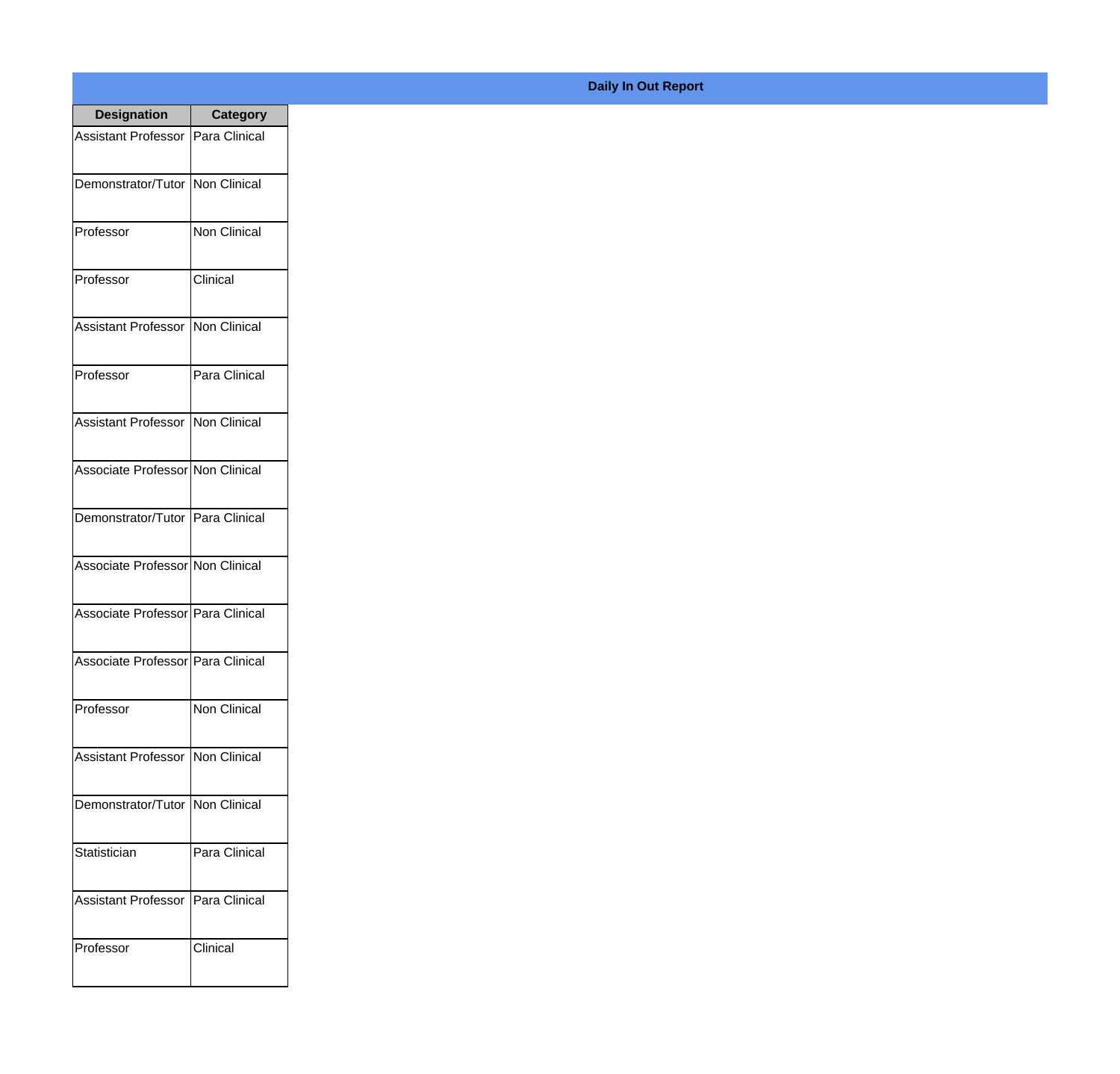# Daily In Out Report

| Designation | Category |
|---|---|
| Assistant Professor | Para Clinical |
| Demonstrator/Tutor | Non Clinical |
| Professor | Non Clinical |
| Professor | Clinical |
| Assistant Professor | Non Clinical |
| Professor | Para Clinical |
| Assistant Professor | Non Clinical |
| Associate Professor | Non Clinical |
| Demonstrator/Tutor | Para Clinical |
| Associate Professor | Non Clinical |
| Associate Professor | Para Clinical |
| Associate Professor | Para Clinical |
| Professor | Non Clinical |
| Assistant Professor | Non Clinical |
| Demonstrator/Tutor | Non Clinical |
| Statistician | Para Clinical |
| Assistant Professor | Para Clinical |
| Professor | Clinical |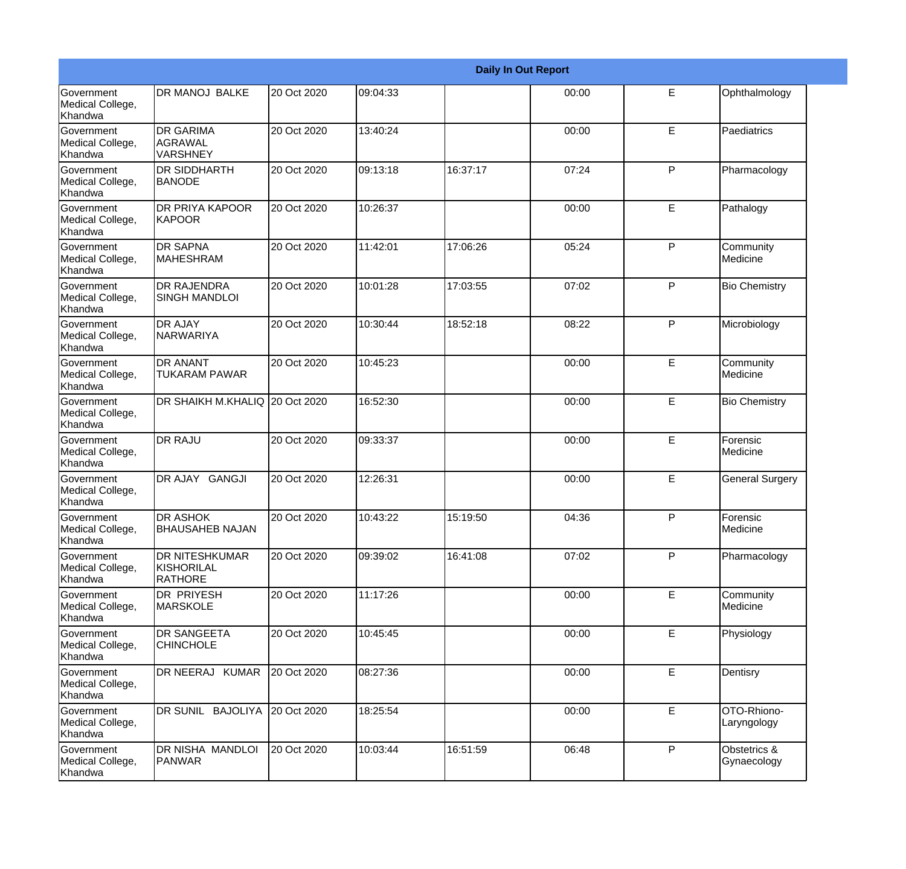| Daily In Out Report | | | | | | | |
|---|---|---|---|---|---|---|---|
| Government Medical College, Khandwa | DR MANOJ BALKE | 20 Oct 2020 | 09:04:33 | | 00:00 | E | Ophthalmology |
| Government Medical College, Khandwa | DR GARIMA AGRAWAL VARSHNEY | 20 Oct 2020 | 13:40:24 | | 00:00 | E | Paediatrics |
| Government Medical College, Khandwa | DR SIDDHARTH BANODE | 20 Oct 2020 | 09:13:18 | 16:37:17 | 07:24 | P | Pharmacology |
| Government Medical College, Khandwa | DR PRIYA KAPOOR KAPOOR | 20 Oct 2020 | 10:26:37 | | 00:00 | E | Pathalogy |
| Government Medical College, Khandwa | DR SAPNA MAHESHRAM | 20 Oct 2020 | 11:42:01 | 17:06:26 | 05:24 | P | Community Medicine |
| Government Medical College, Khandwa | DR RAJENDRA SINGH MANDLOI | 20 Oct 2020 | 10:01:28 | 17:03:55 | 07:02 | P | Bio Chemistry |
| Government Medical College, Khandwa | DR AJAY NARWARIYA | 20 Oct 2020 | 10:30:44 | 18:52:18 | 08:22 | P | Microbiology |
| Government Medical College, Khandwa | DR ANANT TUKARAM PAWAR | 20 Oct 2020 | 10:45:23 | | 00:00 | E | Community Medicine |
| Government Medical College, Khandwa | DR SHAIKH M.KHALIQ | 20 Oct 2020 | 16:52:30 | | 00:00 | E | Bio Chemistry |
| Government Medical College, Khandwa | DR RAJU | 20 Oct 2020 | 09:33:37 | | 00:00 | E | Forensic Medicine |
| Government Medical College, Khandwa | DR AJAY GANGJI | 20 Oct 2020 | 12:26:31 | | 00:00 | E | General Surgery |
| Government Medical College, Khandwa | DR ASHOK BHAUSAHEB NAJAN | 20 Oct 2020 | 10:43:22 | 15:19:50 | 04:36 | P | Forensic Medicine |
| Government Medical College, Khandwa | DR NITESHKUMAR KISHORILAL RATHORE | 20 Oct 2020 | 09:39:02 | 16:41:08 | 07:02 | P | Pharmacology |
| Government Medical College, Khandwa | DR PRIYESH MARSKOLE | 20 Oct 2020 | 11:17:26 | | 00:00 | E | Community Medicine |
| Government Medical College, Khandwa | DR SANGEETA CHINCHOLE | 20 Oct 2020 | 10:45:45 | | 00:00 | E | Physiology |
| Government Medical College, Khandwa | DR NEERAJ KUMAR | 20 Oct 2020 | 08:27:36 | | 00:00 | E | Dentisry |
| Government Medical College, Khandwa | DR SUNIL BAJOLIYA | 20 Oct 2020 | 18:25:54 | | 00:00 | E | OTO-Rhiono-Laryngology |
| Government Medical College, Khandwa | DR NISHA MANDLOI PANWAR | 20 Oct 2020 | 10:03:44 | 16:51:59 | 06:48 | P | Obstetrics & Gynaecology |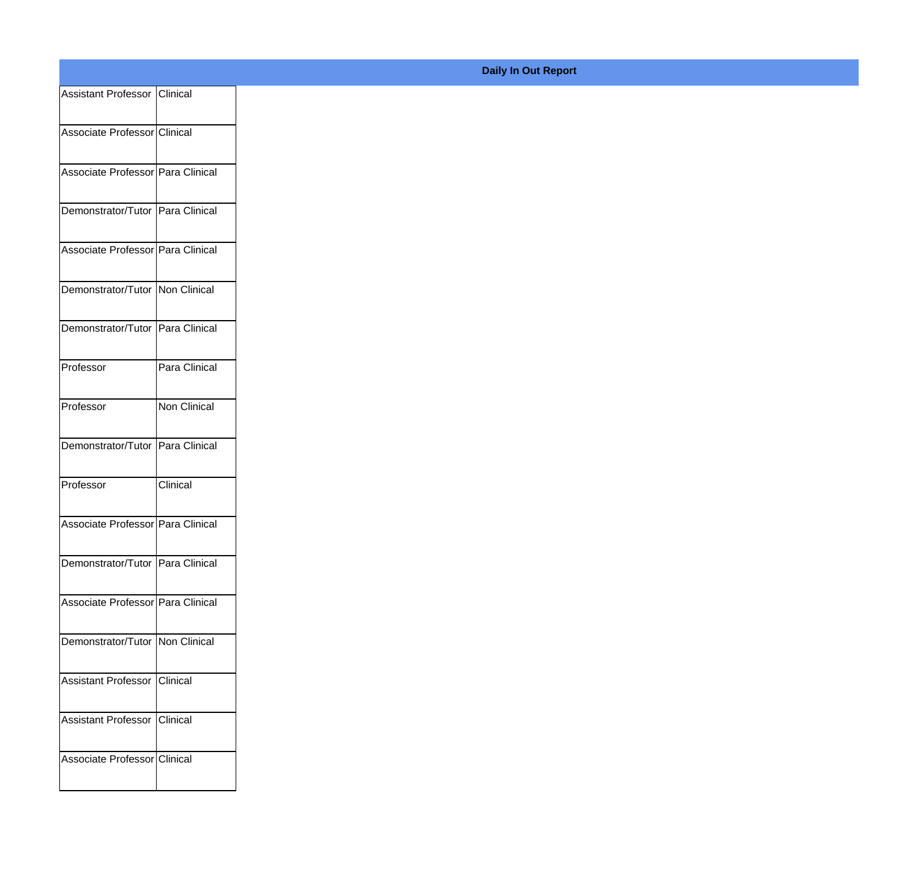**Daily In Out Report**

| | |
|---|---|
| Assistant Professor | Clinical |
| Associate Professor | Clinical |
| Associate Professor | Para Clinical |
| Demonstrator/Tutor | Para Clinical |
| Associate Professor | Para Clinical |
| Demonstrator/Tutor | Non Clinical |
| Demonstrator/Tutor | Para Clinical |
| Professor | Para Clinical |
| Professor | Non Clinical |
| Demonstrator/Tutor | Para Clinical |
| Professor | Clinical |
| Associate Professor | Para Clinical |
| Demonstrator/Tutor | Para Clinical |
| Associate Professor | Para Clinical |
| Demonstrator/Tutor | Non Clinical |
| Assistant Professor | Clinical |
| Assistant Professor | Clinical |
| Associate Professor | Clinical |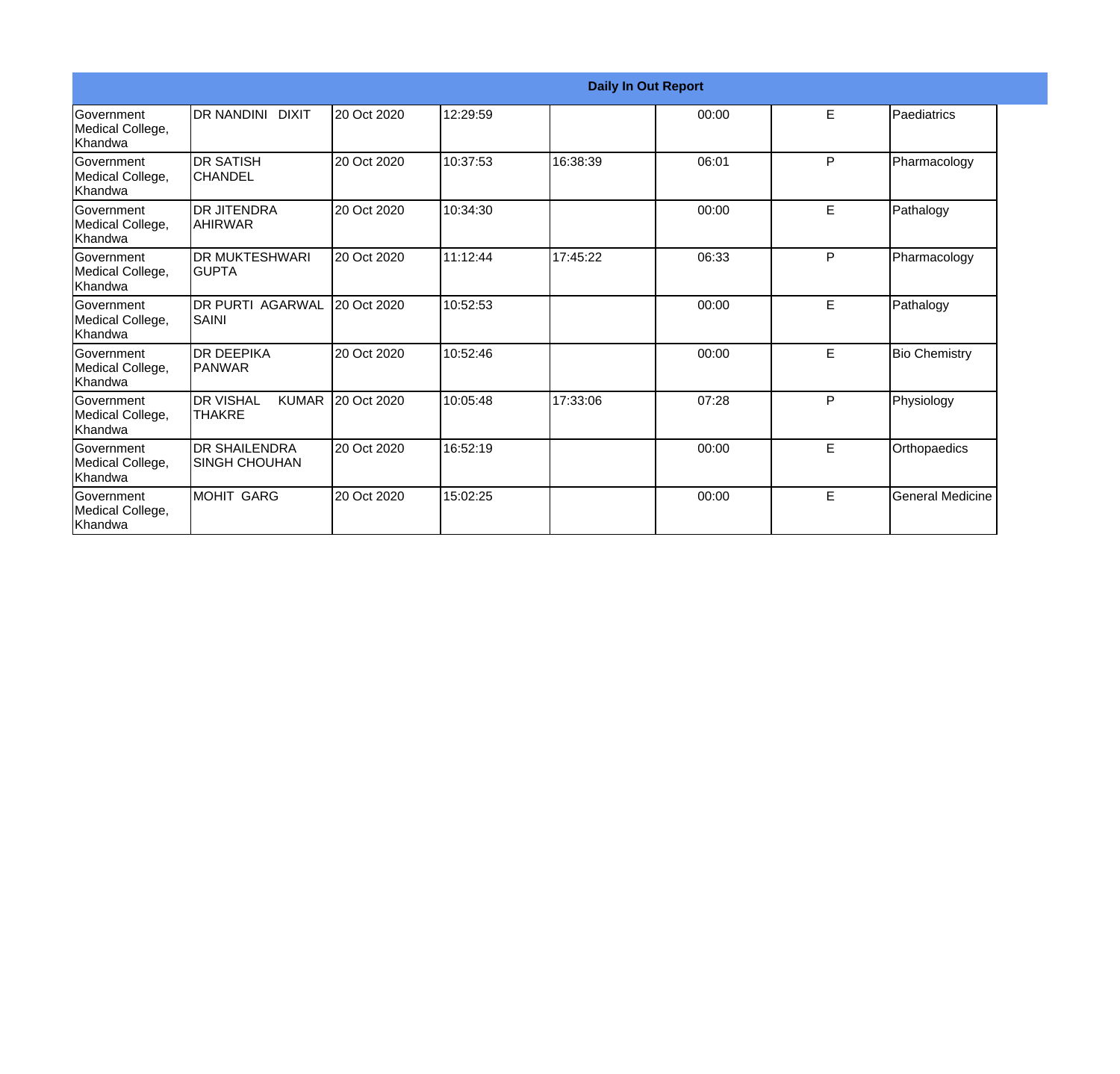| Daily In Out Report | | | | | | | |
|---|---|---|---|---|---|---|---|
| Government Medical College, Khandwa | DR NANDINI DIXIT | 20 Oct 2020 | 12:29:59 | | 00:00 | E | Paediatrics |
| Government Medical College, Khandwa | DR SATISH CHANDEL | 20 Oct 2020 | 10:37:53 | 16:38:39 | 06:01 | P | Pharmacology |
| Government Medical College, Khandwa | DR JITENDRA AHIRWAR | 20 Oct 2020 | 10:34:30 | | 00:00 | E | Pathalogy |
| Government Medical College, Khandwa | DR MUKTESHWARI GUPTA | 20 Oct 2020 | 11:12:44 | 17:45:22 | 06:33 | P | Pharmacology |
| Government Medical College, Khandwa | DR PURTI AGARWAL SAINI | 20 Oct 2020 | 10:52:53 | | 00:00 | E | Pathalogy |
| Government Medical College, Khandwa | DR DEEPIKA PANWAR | 20 Oct 2020 | 10:52:46 | | 00:00 | E | Bio Chemistry |
| Government Medical College, Khandwa | DR VISHAL KUMAR THAKRE | 20 Oct 2020 | 10:05:48 | 17:33:06 | 07:28 | P | Physiology |
| Government Medical College, Khandwa | DR SHAILENDRA SINGH CHOUHAN | 20 Oct 2020 | 16:52:19 | | 00:00 | E | Orthopaedics |
| Government Medical College, Khandwa | MOHIT GARG | 20 Oct 2020 | 15:02:25 | | 00:00 | E | General Medicine |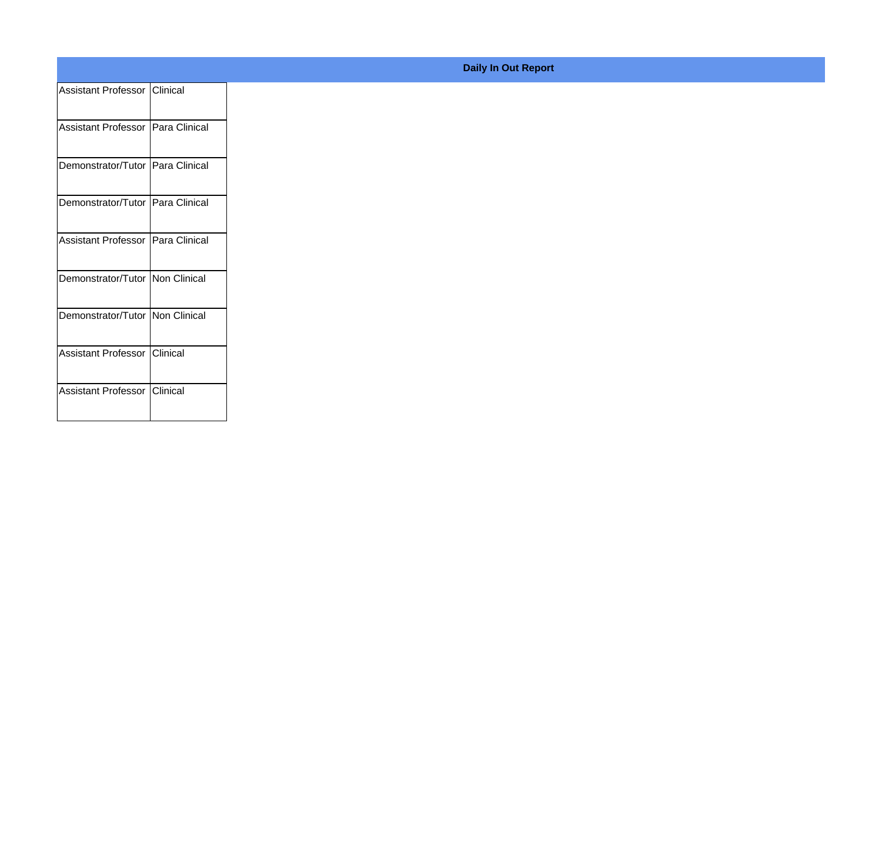**Daily In Out Report**

| | |
|---|---|
| Assistant Professor | Clinical |
| Assistant Professor | Para Clinical |
| Demonstrator/Tutor | Para Clinical |
| Demonstrator/Tutor | Para Clinical |
| Assistant Professor | Para Clinical |
| Demonstrator/Tutor | Non Clinical |
| Demonstrator/Tutor | Non Clinical |
| Assistant Professor | Clinical |
| Assistant Professor | Clinical |